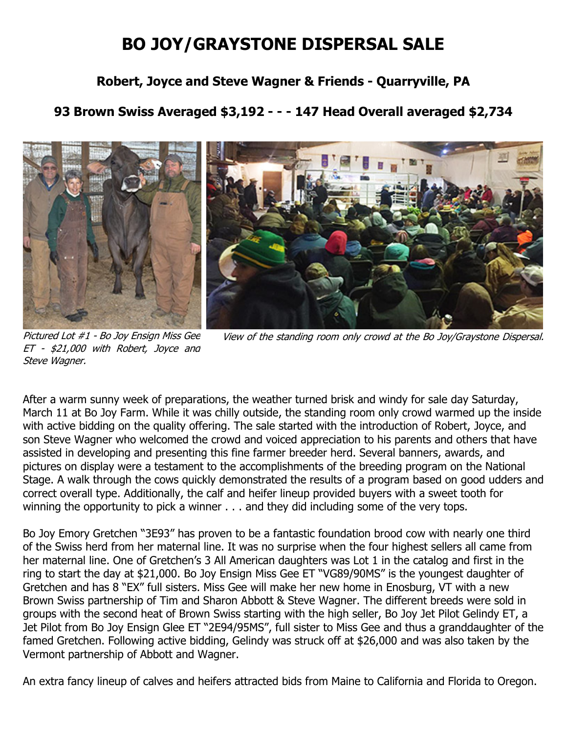# BO JOY/GRAYSTONE DISPERSAL SALE

### Robert, Joyce and Steve Wagner & Friends - Quarryville, PA

### 93 Brown Swiss Averaged $3,192 - - - 147 Head Overall averaged $2,734

*Pictured Lot #1 - Bo Joy Ensign Miss Gee ET - $21,000 with Robert, Joyce and Steve Wagner.*

*View of the standing room only crowd at the Bo Joy/Graystone Dispersal.*

After a warm sunny week of preparations, the weather turned brisk and windy for sale day Saturday, March 11 at Bo Joy Farm. While it was chilly outside, the standing room only crowd warmed up the inside with active bidding on the quality offering. The sale started with the introduction of Robert, Joyce, and son Steve Wagner who welcomed the crowd and voiced appreciation to his parents and others that have assisted in developing and presenting this fine farmer breeder herd. Several banners, awards, and pictures on display were a testament to the accomplishments of the breeding program on the National Stage. A walk through the cows quickly demonstrated the results of a program based on good udders and correct overall type. Additionally, the calf and heifer lineup provided buyers with a sweet tooth for winning the opportunity to pick a winner . . . and they did including some of the very tops.

Bo Joy Emory Gretchen "3E93" has proven to be a fantastic foundation brood cow with nearly one third of the Swiss herd from her maternal line. It was no surprise when the four highest sellers all came from her maternal line. One of Gretchen's 3 All American daughters was Lot 1 in the catalog and first in the ring to start the day at $21,000. Bo Joy Ensign Miss Gee ET "VG89/90MS" is the youngest daughter of Gretchen and has 8 "EX" full sisters. Miss Gee will make her new home in Enosburg, VT with a new Brown Swiss partnership of Tim and Sharon Abbott & Steve Wagner. The different breeds were sold in groups with the second heat of Brown Swiss starting with the high seller, Bo Joy Jet Pilot Gelindy ET, a Jet Pilot from Bo Joy Ensign Glee ET "2E94/95MS", full sister to Miss Gee and thus a granddaughter of the famed Gretchen. Following active bidding, Gelindy was struck off at $26,000 and was also taken by the Vermont partnership of Abbott and Wagner.

An extra fancy lineup of calves and heifers attracted bids from Maine to California and Florida to Oregon.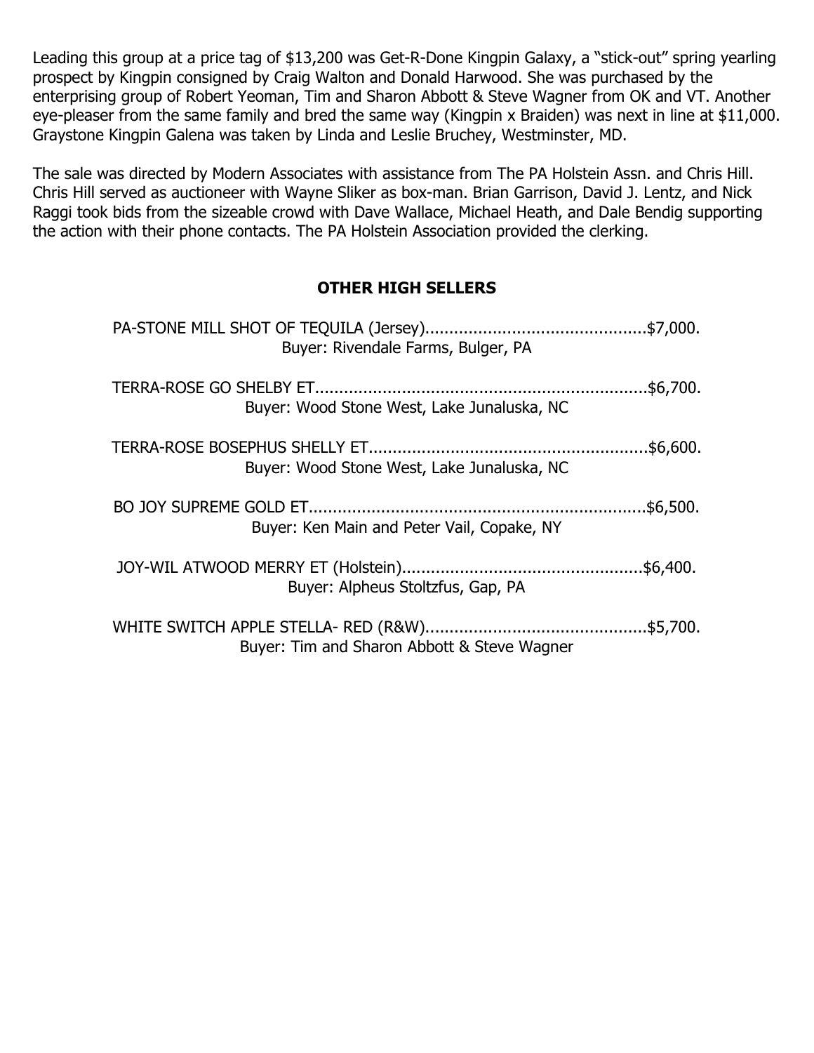Leading this group at a price tag of $13,200 was Get-R-Done Kingpin Galaxy, a "stick-out" spring yearling prospect by Kingpin consigned by Craig Walton and Donald Harwood. She was purchased by the enterprising group of Robert Yeoman, Tim and Sharon Abbott & Steve Wagner from OK and VT. Another eye-pleaser from the same family and bred the same way (Kingpin x Braiden) was next in line at $11,000. Graystone Kingpin Galena was taken by Linda and Leslie Bruchey, Westminster, MD.

The sale was directed by Modern Associates with assistance from The PA Holstein Assn. and Chris Hill. Chris Hill served as auctioneer with Wayne Sliker as box-man. Brian Garrison, David J. Lentz, and Nick Raggi took bids from the sizeable crowd with Dave Wallace, Michael Heath, and Dale Bendig supporting the action with their phone contacts. The PA Holstein Association provided the clerking.

**OTHER HIGH SELLERS**

PA-STONE MILL SHOT OF TEQUILA (Jersey)..............................................$7,000.
Buyer: Rivendale Farms, Bulger, PA

TERRA-ROSE GO SHELBY ET....................................................................$6,700.
Buyer: Wood Stone West, Lake Junaluska, NC

TERRA-ROSE BOSEPHUS SHELLY ET..........................................................$6,600.
Buyer: Wood Stone West, Lake Junaluska, NC

BO JOY SUPREME GOLD ET......................................................................$6,500.
Buyer: Ken Main and Peter Vail, Copake, NY

JOY-WIL ATWOOD MERRY ET (Holstein)..................................................$6,400.
Buyer: Alpheus Stoltzfus, Gap, PA

WHITE SWITCH APPLE STELLA- RED (R&W)..............................................$5,700.
Buyer: Tim and Sharon Abbott & Steve Wagner